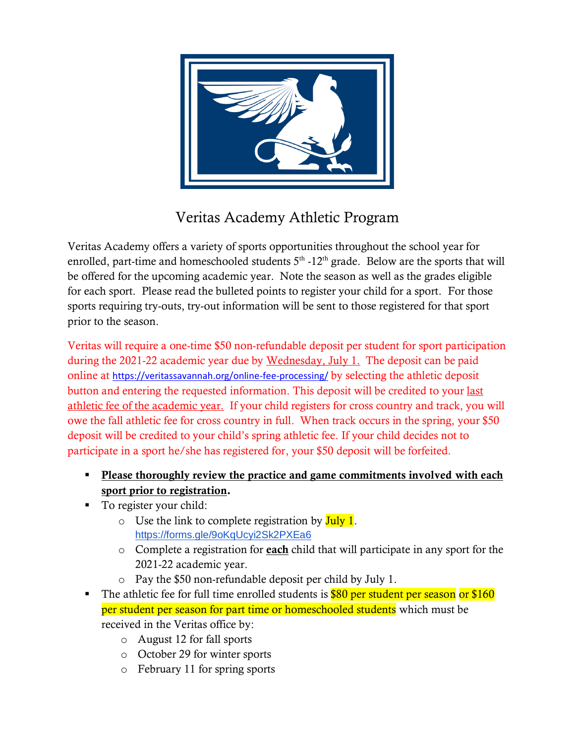# Veritas Academy Athletic Program

Veritas Academy offers a variety of sports opportunities throughout the school year for enrolled, part-time and homeschooled students 5th -12th grade. Below are the sports that will be offered for the upcoming academic year. Note the season as well as the grades eligible for each sport. Please read the bulleted points to register your child for a sport. For those sports requiring try-outs, try-out information will be sent to those registered for that sport prior to the season.

Veritas will require a one-time $50 non-refundable deposit per student for sport participation during the 2021-22 academic year due by Wednesday, July 1. The deposit can be paid online at https://veritassavannah.org/online-fee-processing/ by selecting the athletic deposit button and entering the requested information. This deposit will be credited to your last athletic fee of the academic year. If your child registers for cross country and track, you will owe the fall athletic fee for cross country in full. When track occurs in the spring, your $50 deposit will be credited to your child's spring athletic fee. If your child decides not to participate in a sport he/she has registered for, your $50 deposit will be forfeited.

- **Please thoroughly review the practice and game commitments involved with each sport prior to registration.**
- To register your child:
  - Use the link to complete registration by July 1. https://forms.gle/9oKqUcyi2Sk2PXEa6
  - Complete a registration for **each** child that will participate in any sport for the 2021-22 academic year.
  - Pay the $50 non-refundable deposit per child by July 1.
- The athletic fee for full time enrolled students is $80 per student per season or $160 per student per season for part time or homeschooled students which must be received in the Veritas office by:
  - August 12 for fall sports
  - October 29 for winter sports
  - February 11 for spring sports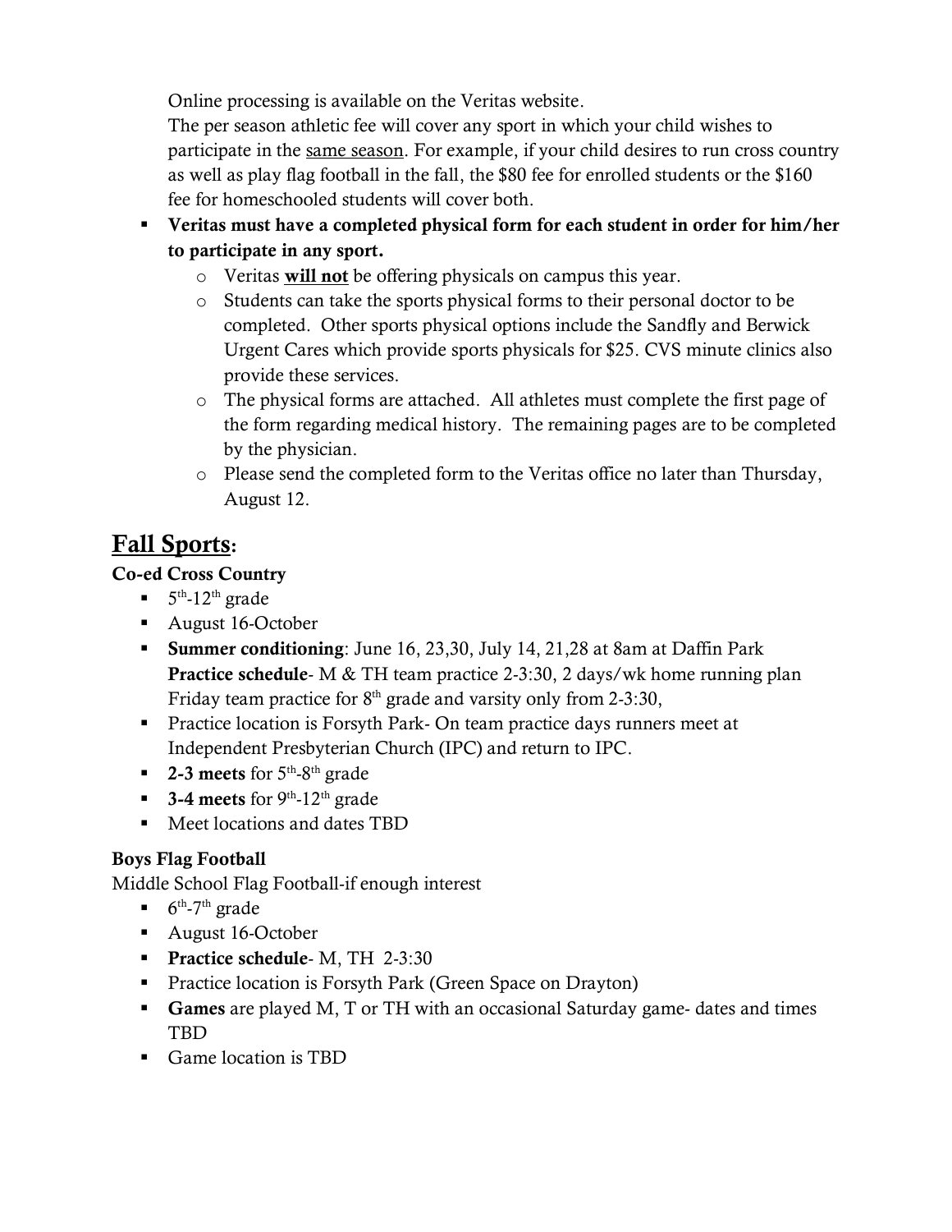Online processing is available on the Veritas website.

The per season athletic fee will cover any sport in which your child wishes to participate in the <u>same season</u>. For example, if your child desires to run cross country as well as play flag football in the fall, the $80 fee for enrolled students or the $160 fee for homeschooled students will cover both.

- **Veritas must have a completed physical form for each student in order for him/her to participate in any sport.**
  - Veritas **<u>will not</u>** be offering physicals on campus this year.
  - Students can take the sports physical forms to their personal doctor to be completed. Other sports physical options include the Sandfly and Berwick Urgent Cares which provide sports physicals for $25. CVS minute clinics also provide these services.
  - The physical forms are attached. All athletes must complete the first page of the form regarding medical history. The remaining pages are to be completed by the physician.
  - Please send the completed form to the Veritas office no later than Thursday, August 12.

## <u>Fall Sports</u>:

**Co-ed Cross Country**

- 5th-12th grade
- August 16-October
- **Summer conditioning**: June 16, 23,30, July 14, 21,28 at 8am at Daffin Park
  **Practice schedule**- M & TH team practice 2-3:30, 2 days/wk home running plan
  Friday team practice for 8th grade and varsity only from 2-3:30,
- Practice location is Forsyth Park- On team practice days runners meet at Independent Presbyterian Church (IPC) and return to IPC.
- **2-3 meets** for 5th-8th grade
- **3-4 meets** for 9th-12th grade
- Meet locations and dates TBD

**Boys Flag Football**

Middle School Flag Football-if enough interest

- 6th-7th grade
- August 16-October
- **Practice schedule**- M, TH 2-3:30
- Practice location is Forsyth Park (Green Space on Drayton)
- **Games** are played M, T or TH with an occasional Saturday game- dates and times TBD
- Game location is TBD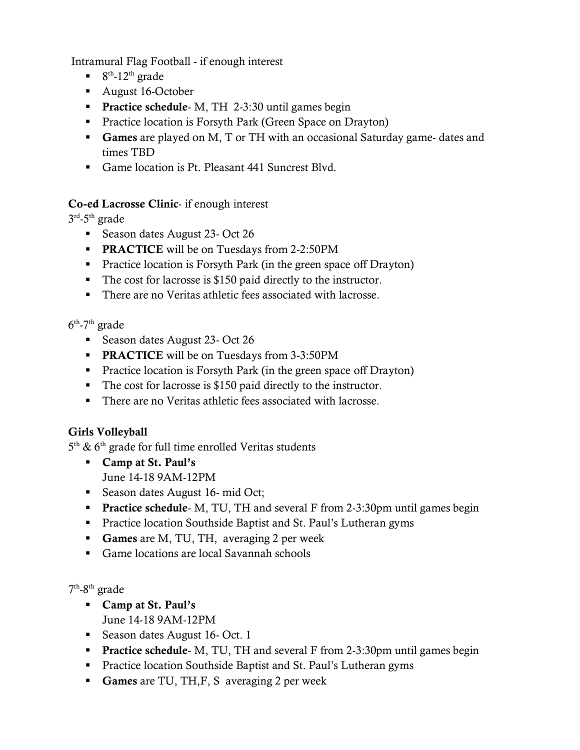Intramural Flag Football - if enough interest

- 8th-12th grade
- August 16-October
- **Practice schedule**- M, TH 2-3:30 until games begin
- Practice location is Forsyth Park (Green Space on Drayton)
- **Games** are played on M, T or TH with an occasional Saturday game- dates and times TBD
- Game location is Pt. Pleasant 441 Suncrest Blvd.

**Co-ed Lacrosse Clinic**- if enough interest

3rd-5th grade

- Season dates August 23- Oct 26
- **PRACTICE** will be on Tuesdays from 2-2:50PM
- Practice location is Forsyth Park (in the green space off Drayton)
- The cost for lacrosse is $150 paid directly to the instructor.
- There are no Veritas athletic fees associated with lacrosse.

6th-7th grade

- Season dates August 23- Oct 26
- **PRACTICE** will be on Tuesdays from 3-3:50PM
- Practice location is Forsyth Park (in the green space off Drayton)
- The cost for lacrosse is $150 paid directly to the instructor.
- There are no Veritas athletic fees associated with lacrosse.

**Girls Volleyball**

5th & 6th grade for full time enrolled Veritas students

- **Camp at St. Paul's**
  June 14-18 9AM-12PM
- Season dates August 16- mid Oct;
- **Practice schedule**- M, TU, TH and several F from 2-3:30pm until games begin
- Practice location Southside Baptist and St. Paul's Lutheran gyms
- **Games** are M, TU, TH, averaging 2 per week
- Game locations are local Savannah schools

7th-8th grade

- **Camp at St. Paul's**
  June 14-18 9AM-12PM
- Season dates August 16- Oct. 1
- **Practice schedule**- M, TU, TH and several F from 2-3:30pm until games begin
- Practice location Southside Baptist and St. Paul's Lutheran gyms
- **Games** are TU, TH,F, S averaging 2 per week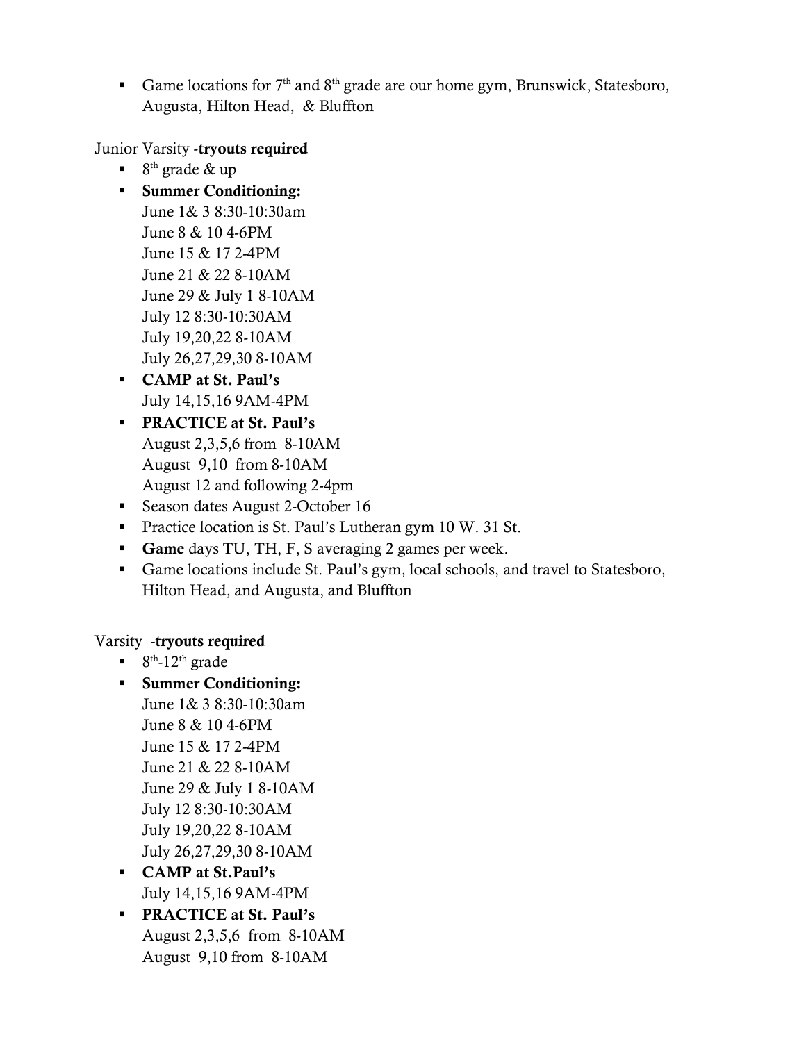- Game locations for 7th and 8th grade are our home gym, Brunswick, Statesboro, Augusta, Hilton Head, & Bluffton

Junior Varsity -**tryouts required**

- 8th grade & up
- **Summer Conditioning:**
  June 1& 3 8:30-10:30am
  June 8 & 10 4-6PM
  June 15 & 17 2-4PM
  June 21 & 22 8-10AM
  June 29 & July 1 8-10AM
  July 12 8:30-10:30AM
  July 19,20,22 8-10AM
  July 26,27,29,30 8-10AM
- **CAMP at St. Paul's**
  July 14,15,16 9AM-4PM
- **PRACTICE at St. Paul's**
  August 2,3,5,6 from 8-10AM
  August 9,10 from 8-10AM
  August 12 and following 2-4pm
- Season dates August 2-October 16
- Practice location is St. Paul's Lutheran gym 10 W. 31 St.
- **Game** days TU, TH, F, S averaging 2 games per week.
- Game locations include St. Paul's gym, local schools, and travel to Statesboro, Hilton Head, and Augusta, and Bluffton

Varsity -**tryouts required**

- 8th-12th grade
- **Summer Conditioning:**
  June 1& 3 8:30-10:30am
  June 8 & 10 4-6PM
  June 15 & 17 2-4PM
  June 21 & 22 8-10AM
  June 29 & July 1 8-10AM
  July 12 8:30-10:30AM
  July 19,20,22 8-10AM
  July 26,27,29,30 8-10AM
- **CAMP at St.Paul's**
  July 14,15,16 9AM-4PM
- **PRACTICE at St. Paul's**
  August 2,3,5,6 from 8-10AM
  August 9,10 from 8-10AM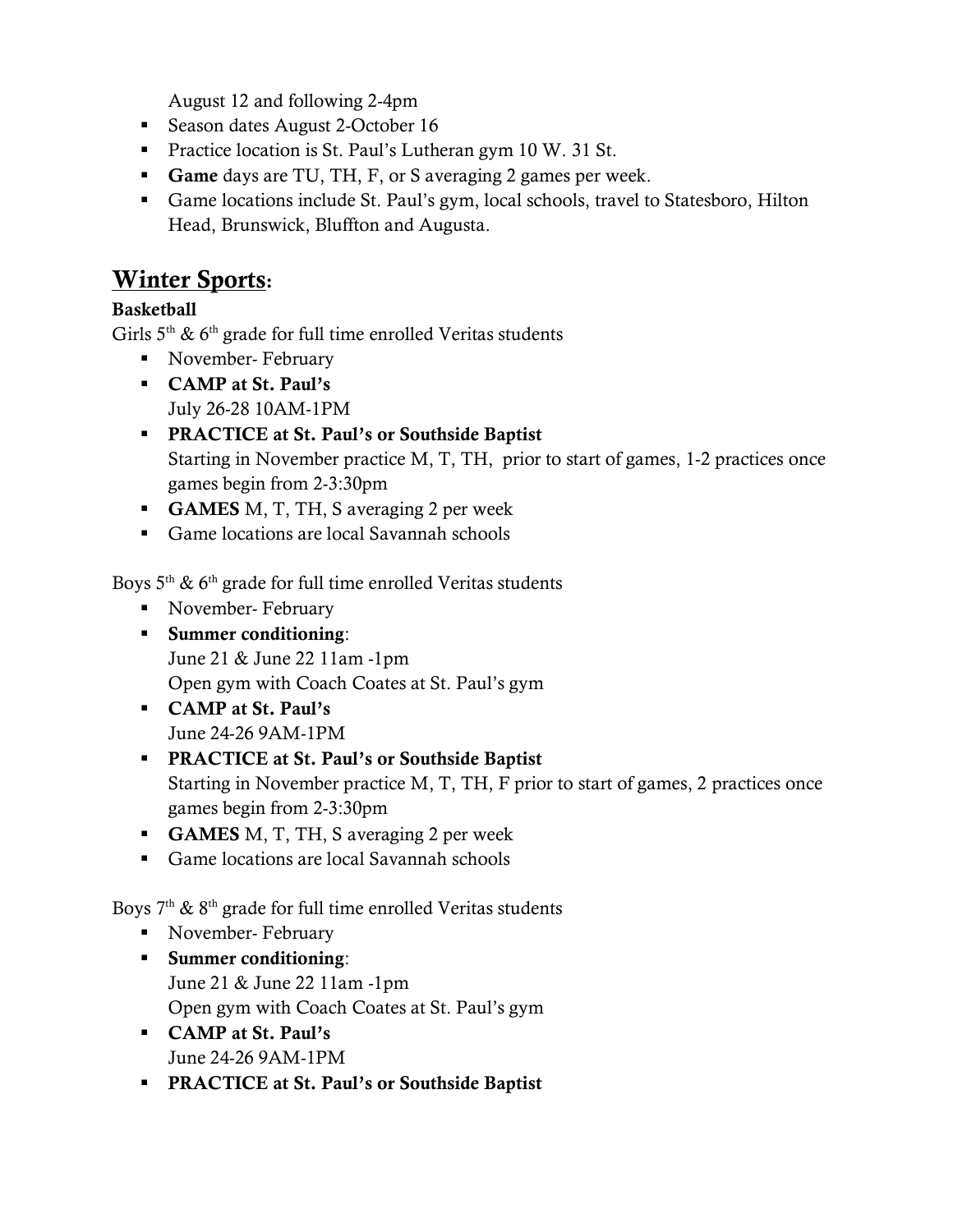August 12 and following 2-4pm

- Season dates August 2-October 16
- Practice location is St. Paul's Lutheran gym 10 W. 31 St.
- **Game** days are TU, TH, F, or S averaging 2 games per week.
- Game locations include St. Paul's gym, local schools, travel to Statesboro, Hilton Head, Brunswick, Bluffton and Augusta.

## Winter Sports:

**Basketball**

Girls 5th & 6th grade for full time enrolled Veritas students

- November- February
- **CAMP at St. Paul's**
  July 26-28 10AM-1PM
- **PRACTICE at St. Paul's or Southside Baptist**
  Starting in November practice M, T, TH, prior to start of games, 1-2 practices once games begin from 2-3:30pm
- **GAMES** M, T, TH, S averaging 2 per week
- Game locations are local Savannah schools

Boys 5th & 6th grade for full time enrolled Veritas students

- November- February
- **Summer conditioning**:
  June 21 & June 22 11am -1pm
  Open gym with Coach Coates at St. Paul's gym
- **CAMP at St. Paul's**
  June 24-26 9AM-1PM
- **PRACTICE at St. Paul's or Southside Baptist**
  Starting in November practice M, T, TH, F prior to start of games, 2 practices once games begin from 2-3:30pm
- **GAMES** M, T, TH, S averaging 2 per week
- Game locations are local Savannah schools

Boys 7th & 8th grade for full time enrolled Veritas students

- November- February
- **Summer conditioning**:
  June 21 & June 22 11am -1pm
  Open gym with Coach Coates at St. Paul's gym
- **CAMP at St. Paul's**
  June 24-26 9AM-1PM
- **PRACTICE at St. Paul's or Southside Baptist**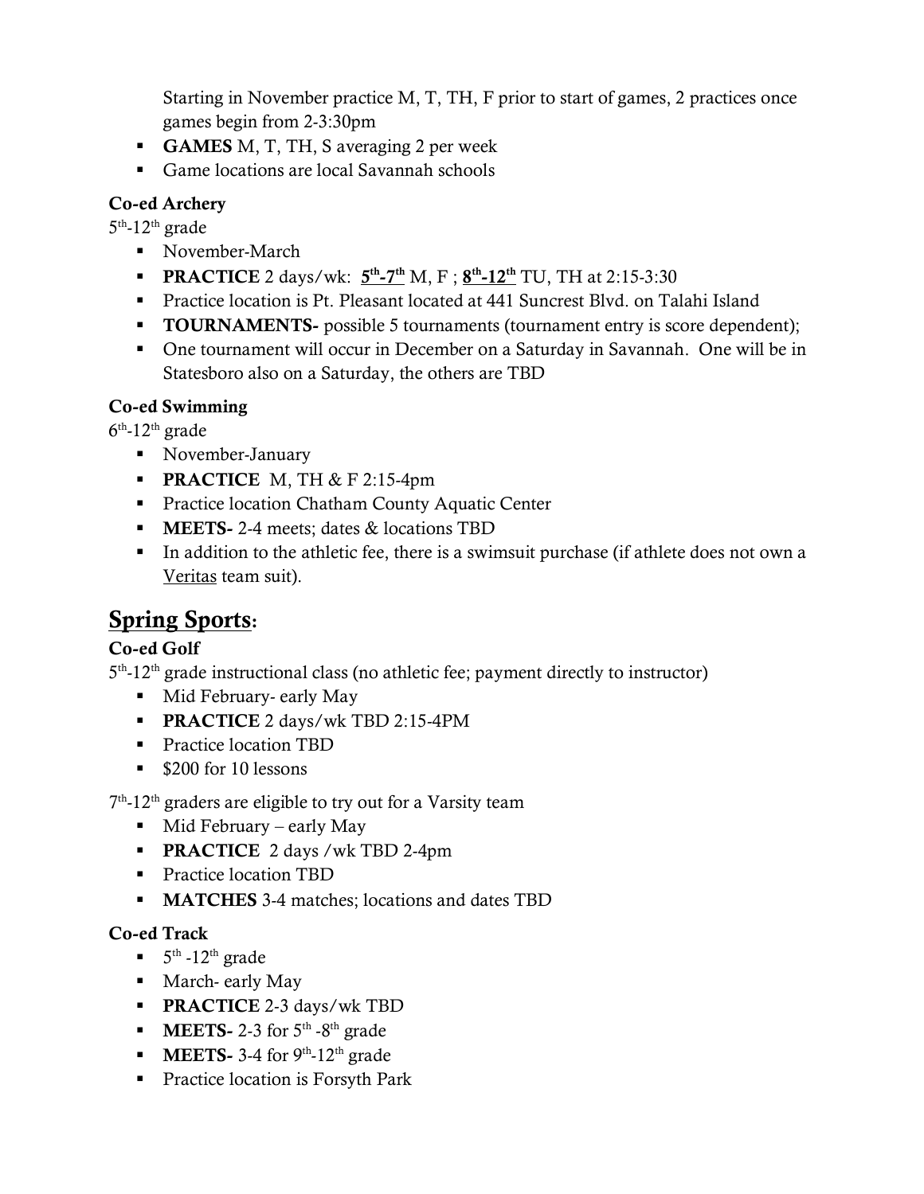Starting in November practice M, T, TH, F prior to start of games, 2 practices once games begin from 2-3:30pm

- **GAMES** M, T, TH, S averaging 2 per week
- Game locations are local Savannah schools

**Co-ed Archery**

5th-12th grade

- November-March
- **PRACTICE** 2 days/wk: **5th-7th** M, F ; **8th-12th** TU, TH at 2:15-3:30
- Practice location is Pt. Pleasant located at 441 Suncrest Blvd. on Talahi Island
- **TOURNAMENTS-** possible 5 tournaments (tournament entry is score dependent);
- One tournament will occur in December on a Saturday in Savannah. One will be in Statesboro also on a Saturday, the others are TBD

**Co-ed Swimming**

6th-12th grade

- November-January
- **PRACTICE** M, TH & F 2:15-4pm
- Practice location Chatham County Aquatic Center
- **MEETS-** 2-4 meets; dates & locations TBD
- In addition to the athletic fee, there is a swimsuit purchase (if athlete does not own a Veritas team suit).

## Spring Sports:

**Co-ed Golf**

5th-12th grade instructional class (no athletic fee; payment directly to instructor)

- Mid February- early May
- **PRACTICE** 2 days/wk TBD 2:15-4PM
- Practice location TBD
- $200 for 10 lessons

7th-12th graders are eligible to try out for a Varsity team

- Mid February – early May
- **PRACTICE** 2 days /wk TBD 2-4pm
- Practice location TBD
- **MATCHES** 3-4 matches; locations and dates TBD

**Co-ed Track**

- 5th -12th grade
- March- early May
- **PRACTICE** 2-3 days/wk TBD
- **MEETS-** 2-3 for 5th -8th grade
- **MEETS-** 3-4 for 9th-12th grade
- Practice location is Forsyth Park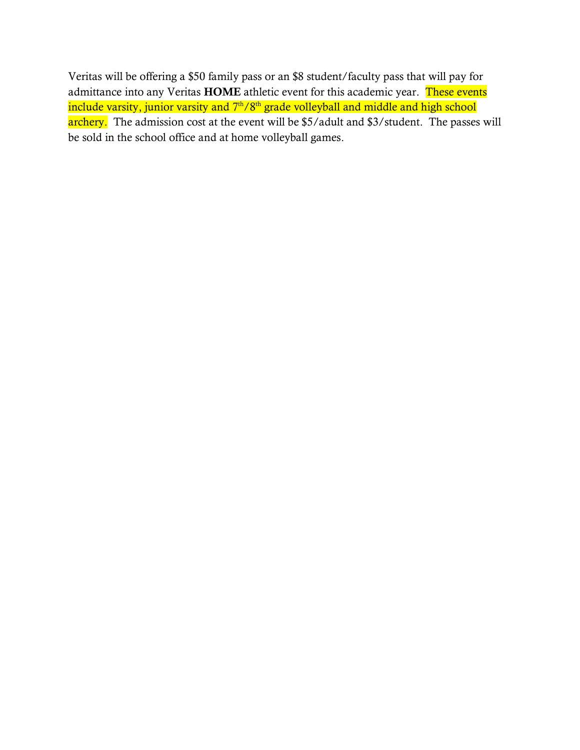Veritas will be offering a $50 family pass or an $8 student/faculty pass that will pay for admittance into any Veritas **HOME** athletic event for this academic year. These events include varsity, junior varsity and 7th/8th grade volleyball and middle and high school archery. The admission cost at the event will be $5/adult and $3/student. The passes will be sold in the school office and at home volleyball games.